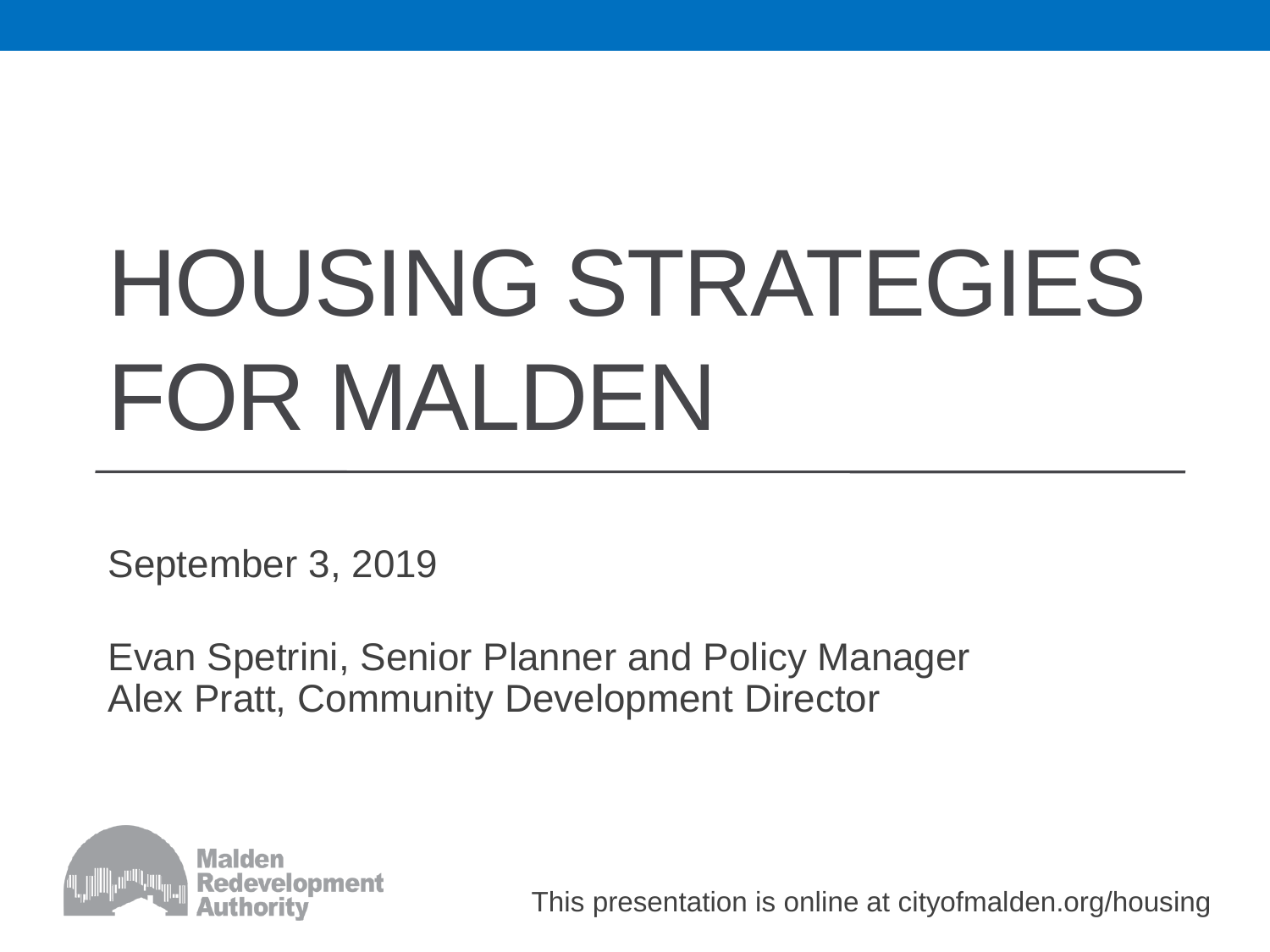# HOUSING STRATEGIES FOR MALDEN

September 3, 2019

Evan Spetrini, Senior Planner and Policy Manager
Alex Pratt, Community Development Director

Malden Redevelopment Authority

This presentation is online at cityofmalden.org/housing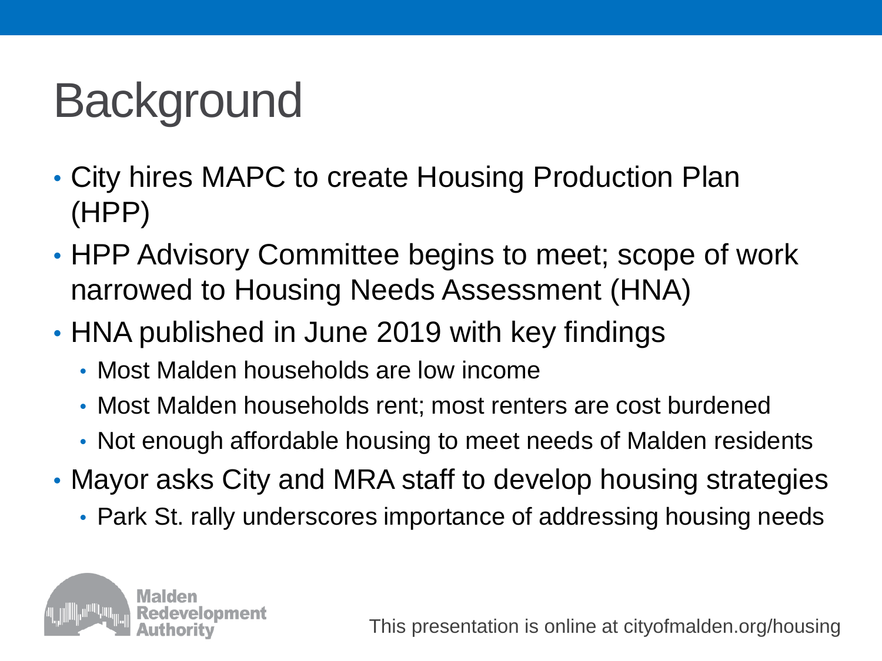# Background

- City hires MAPC to create Housing Production Plan (HPP)
- HPP Advisory Committee begins to meet; scope of work narrowed to Housing Needs Assessment (HNA)
- HNA published in June 2019 with key findings
  - Most Malden households are low income
  - Most Malden households rent; most renters are cost burdened
  - Not enough affordable housing to meet needs of Malden residents
- Mayor asks City and MRA staff to develop housing strategies
  - Park St. rally underscores importance of addressing housing needs

Malden Redevelopment Authority

This presentation is online at cityofmalden.org/housing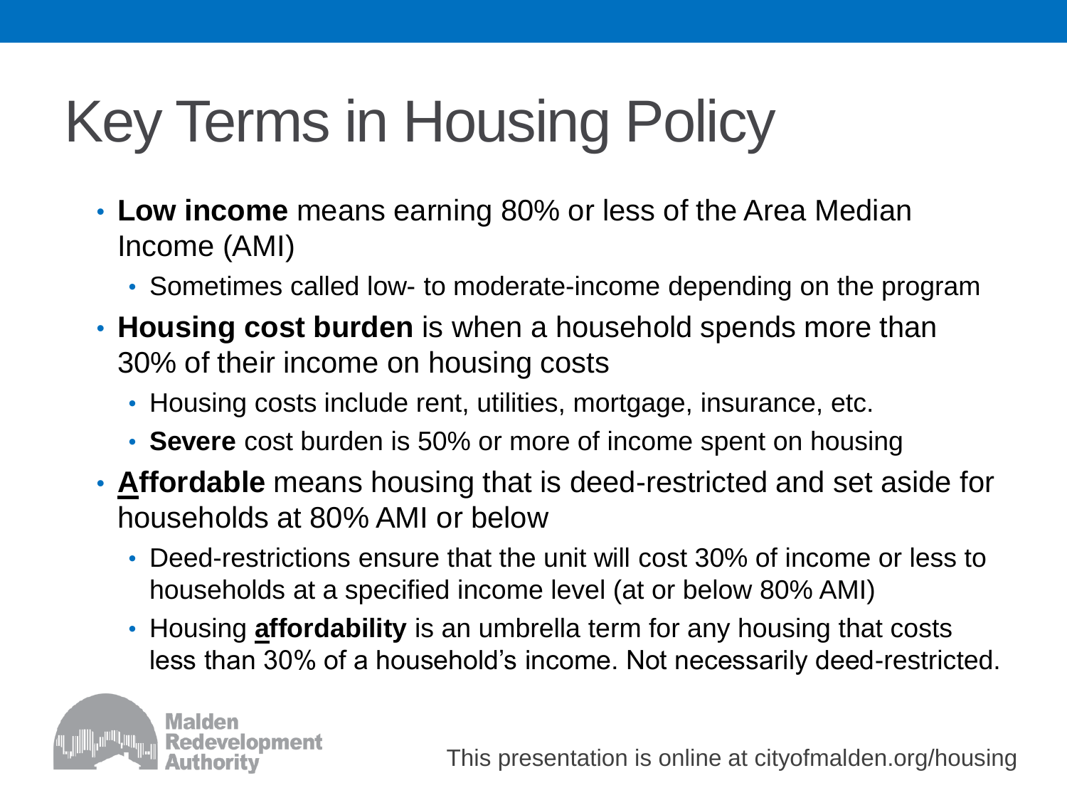# Key Terms in Housing Policy

- **Low income** means earning 80% or less of the Area Median Income (AMI)
  - Sometimes called low- to moderate-income depending on the program
- **Housing cost burden** is when a household spends more than 30% of their income on housing costs
  - Housing costs include rent, utilities, mortgage, insurance, etc.
  - **Severe** cost burden is 50% or more of income spent on housing
- <u>**A**</u>**ffordable** means housing that is deed-restricted and set aside for households at 80% AMI or below
  - Deed-restrictions ensure that the unit will cost 30% of income or less to households at a specified income level (at or below 80% AMI)
  - Housing <u>**a**</u>**ffordability** is an umbrella term for any housing that costs less than 30% of a household's income. Not necessarily deed-restricted.

Malden Redevelopment Authority

This presentation is online at cityofmalden.org/housing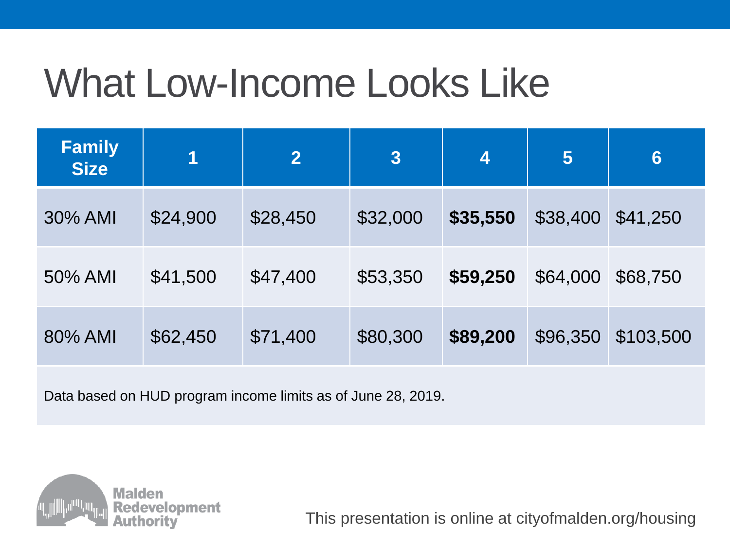# What Low-Income Looks Like

| Family Size | 1 | 2 | 3 | 4 | 5 | 6 |
|---|---|---|---|---|---|---|
| 30% AMI | $24,900 | $28,450 | $32,000 | **$35,550** | $38,400 | $41,250 |
| 50% AMI | $41,500 | $47,400 | $53,350 | **$59,250** | $64,000 | $68,750 |
| 80% AMI | $62,450 | $71,400 | $80,300 | **$89,200** | $96,350 | $103,500 |

Data based on HUD program income limits as of June 28, 2019.

Malden Redevelopment Authority

This presentation is online at cityofmalden.org/housing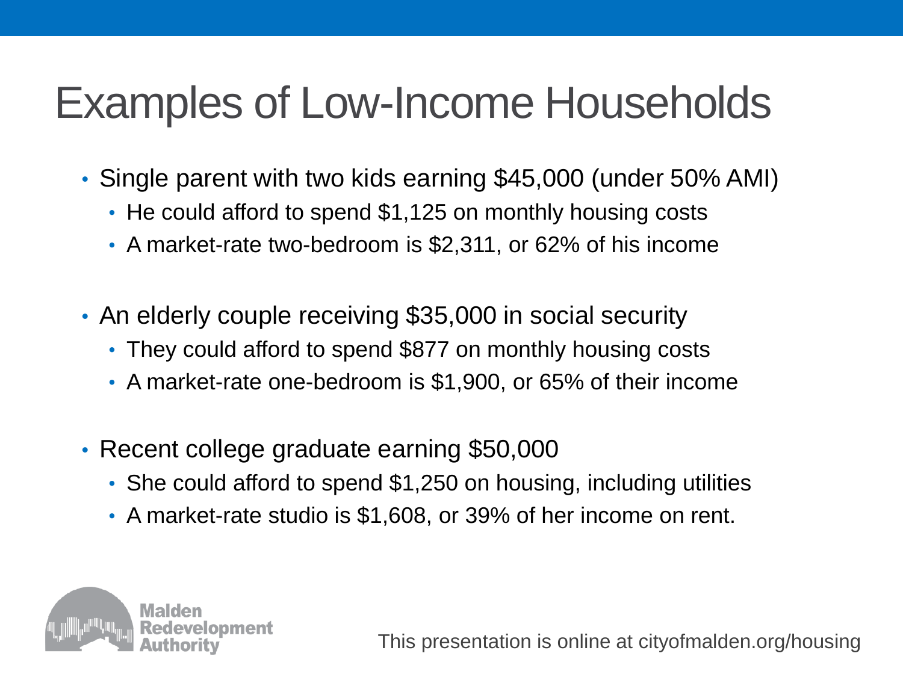# Examples of Low-Income Households

- Single parent with two kids earning $45,000 (under 50% AMI)
  - He could afford to spend $1,125 on monthly housing costs
  - A market-rate two-bedroom is $2,311, or 62% of his income
- An elderly couple receiving $35,000 in social security
  - They could afford to spend $877 on monthly housing costs
  - A market-rate one-bedroom is $1,900, or 65% of their income
- Recent college graduate earning $50,000
  - She could afford to spend $1,250 on housing, including utilities
  - A market-rate studio is $1,608, or 39% of her income on rent.

Malden Redevelopment Authority

This presentation is online at cityofmalden.org/housing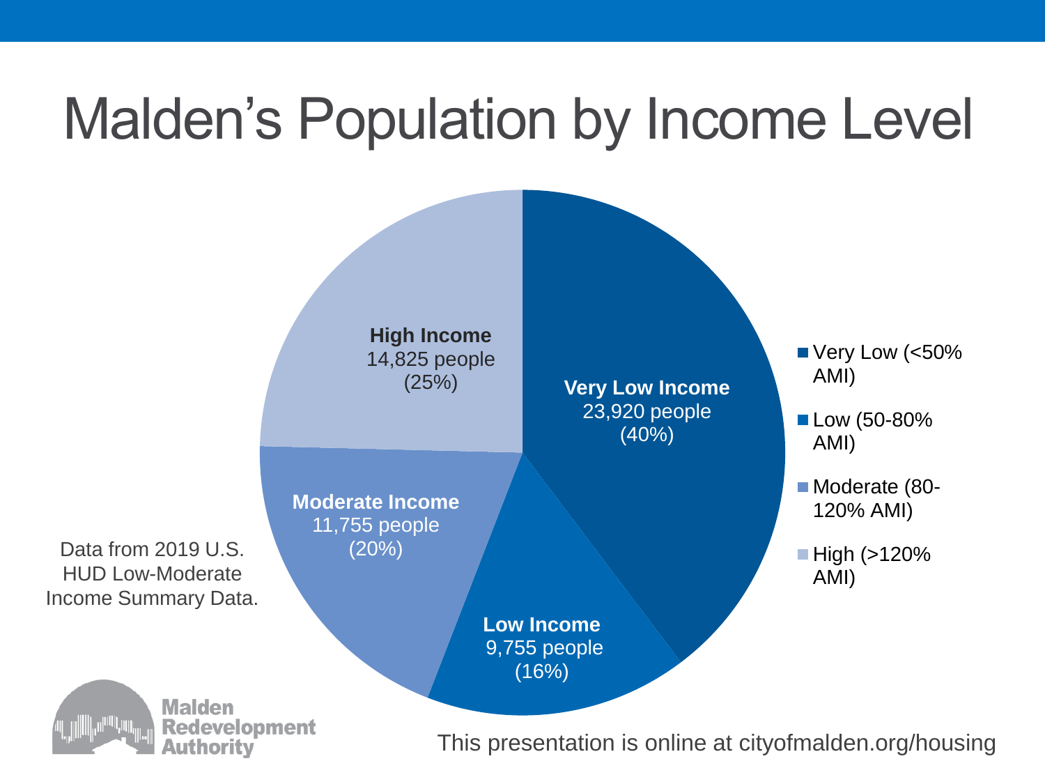# Malden's Population by Income Level

**High Income**
14,825 people
(25%)

**Very Low Income**
23,920 people
(40%)

**Moderate Income**
11,755 people
(20%)

**Low Income**
9,755 people
(16%)

- Very Low (<50% AMI)
- Low (50-80% AMI)
- Moderate (80-120% AMI)
- High (>120% AMI)

Data from 2019 U.S. HUD Low-Moderate Income Summary Data.

Malden Redevelopment Authority

This presentation is online at cityofmalden.org/housing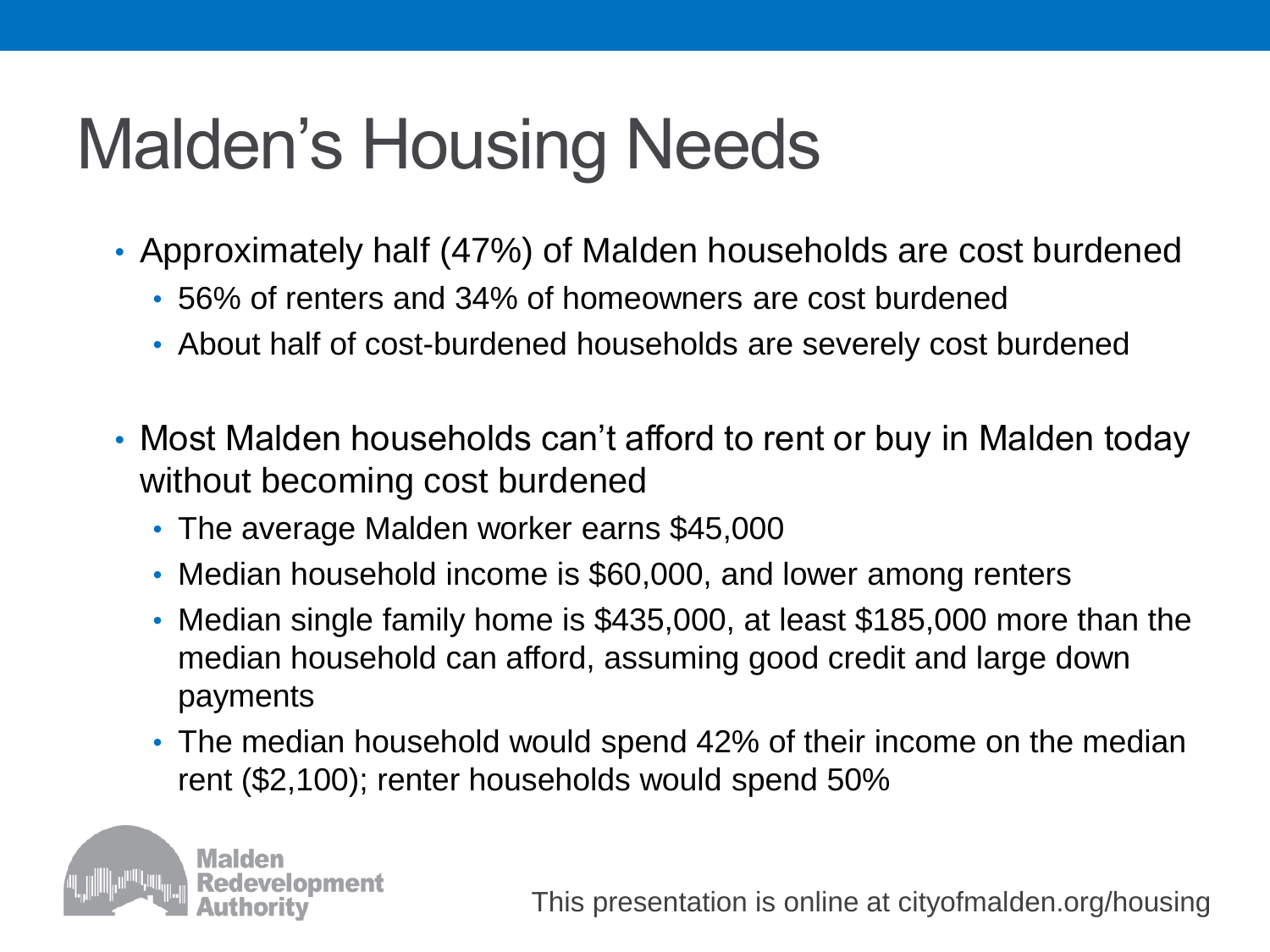# Malden's Housing Needs

- Approximately half (47%) of Malden households are cost burdened
  - 56% of renters and 34% of homeowners are cost burdened
  - About half of cost-burdened households are severely cost burdened

- Most Malden households can't afford to rent or buy in Malden today without becoming cost burdened
  - The average Malden worker earns $45,000
  - Median household income is $60,000, and lower among renters
  - Median single family home is $435,000, at least $185,000 more than the median household can afford, assuming good credit and large down payments
  - The median household would spend 42% of their income on the median rent ($2,100); renter households would spend 50%

Malden Redevelopment Authority

This presentation is online at cityofmalden.org/housing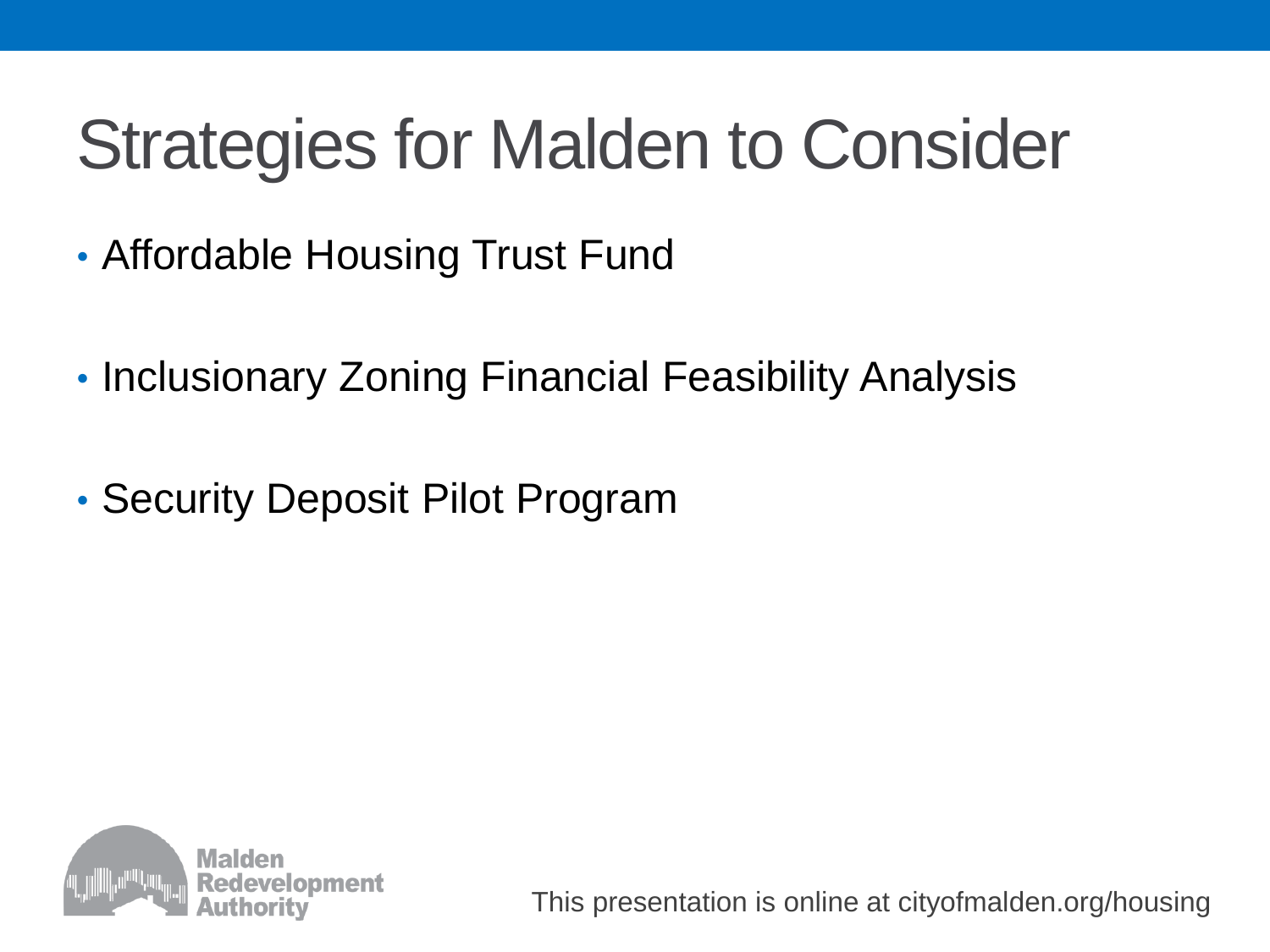# Strategies for Malden to Consider

- Affordable Housing Trust Fund
- Inclusionary Zoning Financial Feasibility Analysis
- Security Deposit Pilot Program

This presentation is online at cityofmalden.org/housing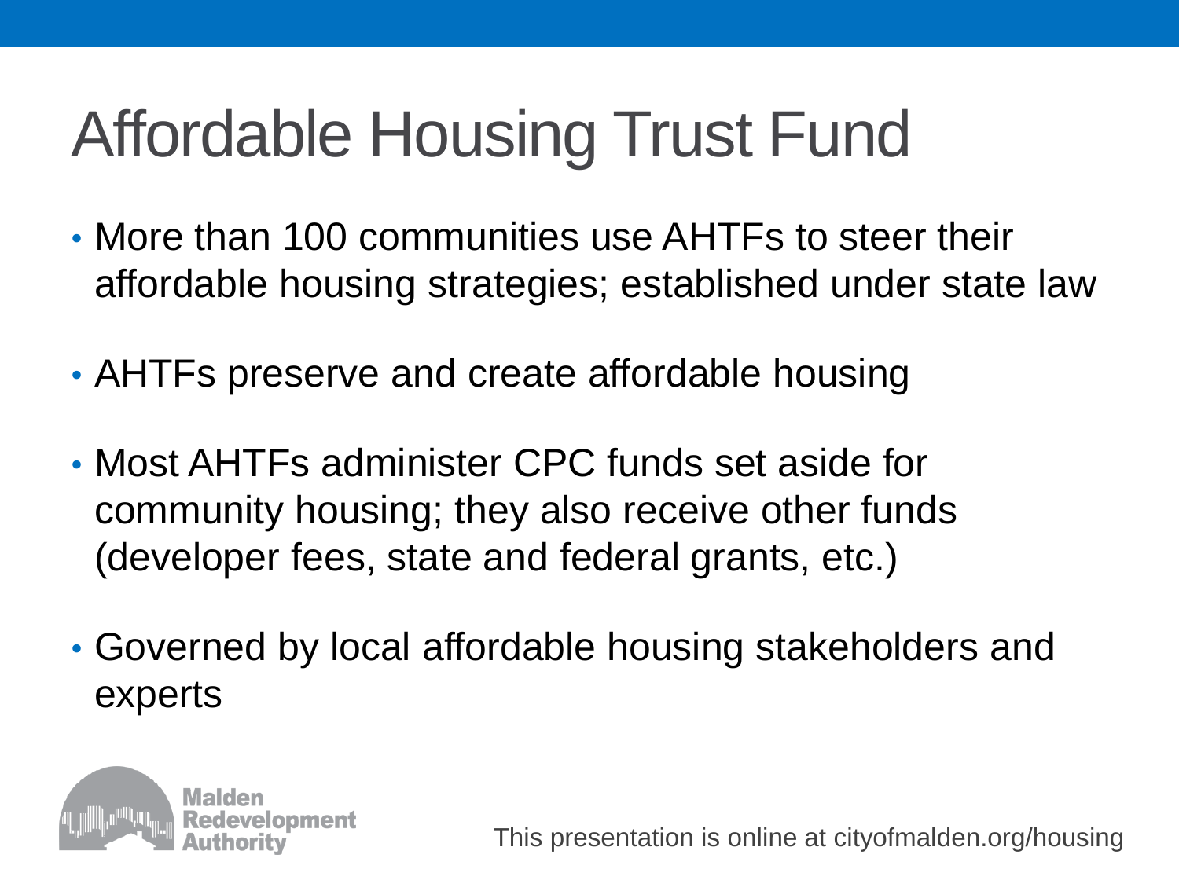# Affordable Housing Trust Fund

- More than 100 communities use AHTFs to steer their affordable housing strategies; established under state law
- AHTFs preserve and create affordable housing
- Most AHTFs administer CPC funds set aside for community housing; they also receive other funds (developer fees, state and federal grants, etc.)
- Governed by local affordable housing stakeholders and experts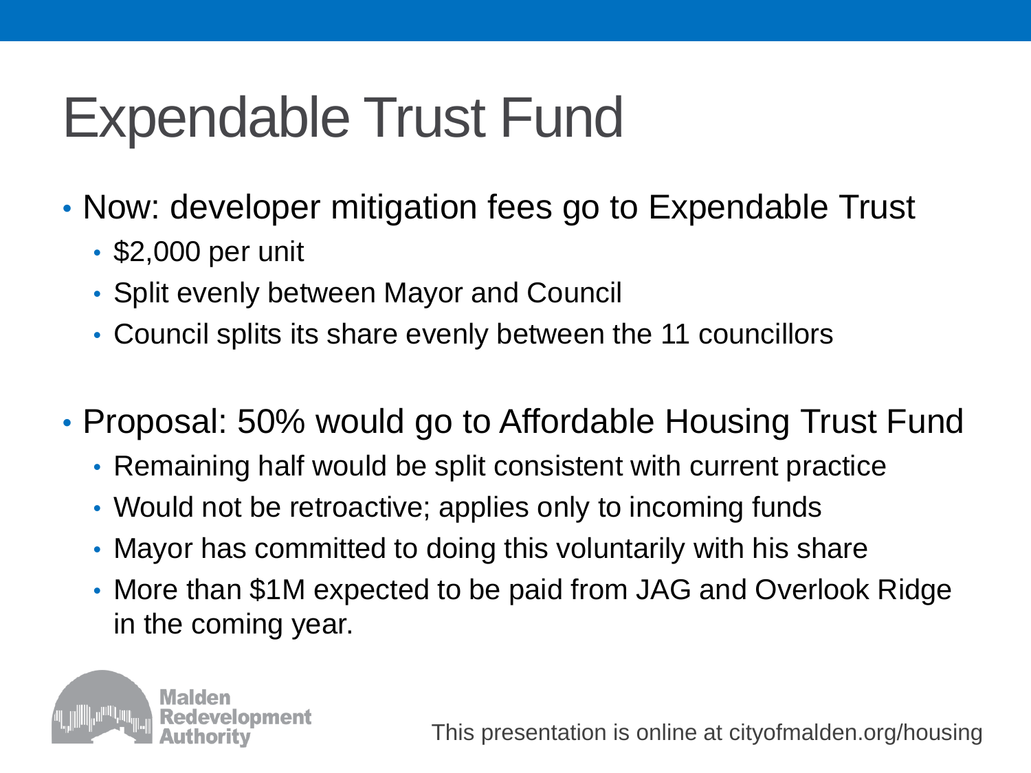# Expendable Trust Fund

- Now: developer mitigation fees go to Expendable Trust
  - $2,000 per unit
  - Split evenly between Mayor and Council
  - Council splits its share evenly between the 11 councillors

- Proposal: 50% would go to Affordable Housing Trust Fund
  - Remaining half would be split consistent with current practice
  - Would not be retroactive; applies only to incoming funds
  - Mayor has committed to doing this voluntarily with his share
  - More than $1M expected to be paid from JAG and Overlook Ridge in the coming year.

Malden Redevelopment Authority

This presentation is online at cityofmalden.org/housing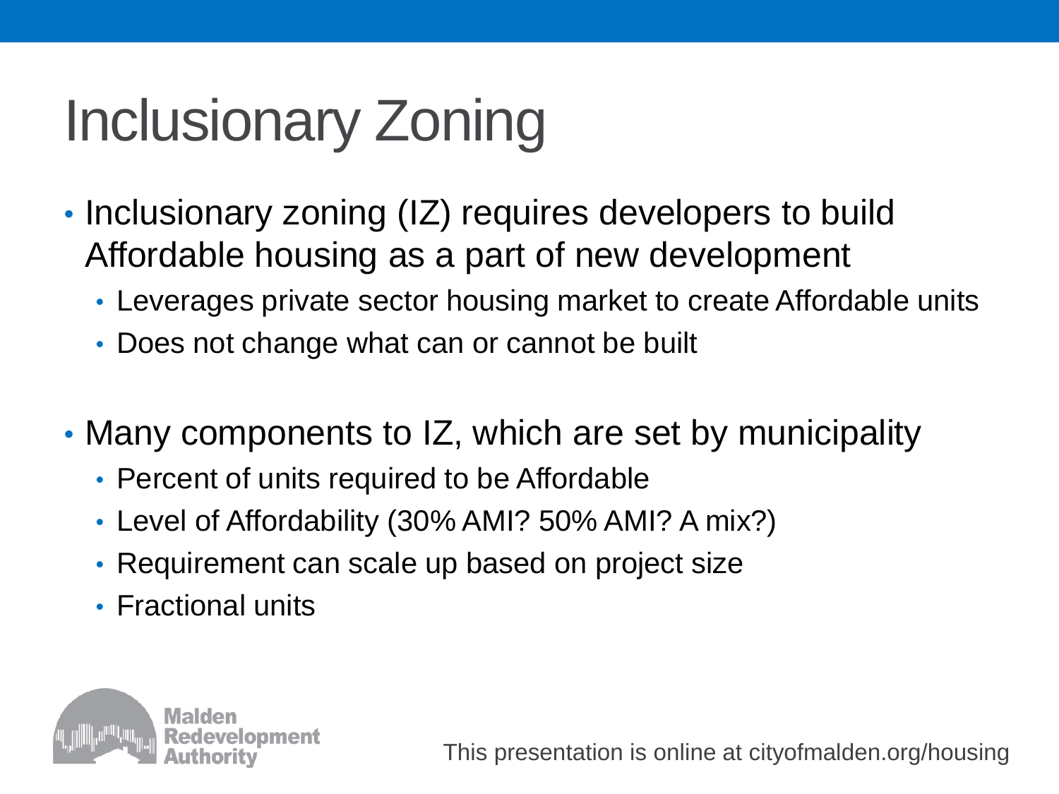# Inclusionary Zoning

- Inclusionary zoning (IZ) requires developers to build Affordable housing as a part of new development
  - Leverages private sector housing market to create Affordable units
  - Does not change what can or cannot be built
- Many components to IZ, which are set by municipality
  - Percent of units required to be Affordable
  - Level of Affordability (30% AMI? 50% AMI? A mix?)
  - Requirement can scale up based on project size
  - Fractional units

Malden Redevelopment Authority

This presentation is online at cityofmalden.org/housing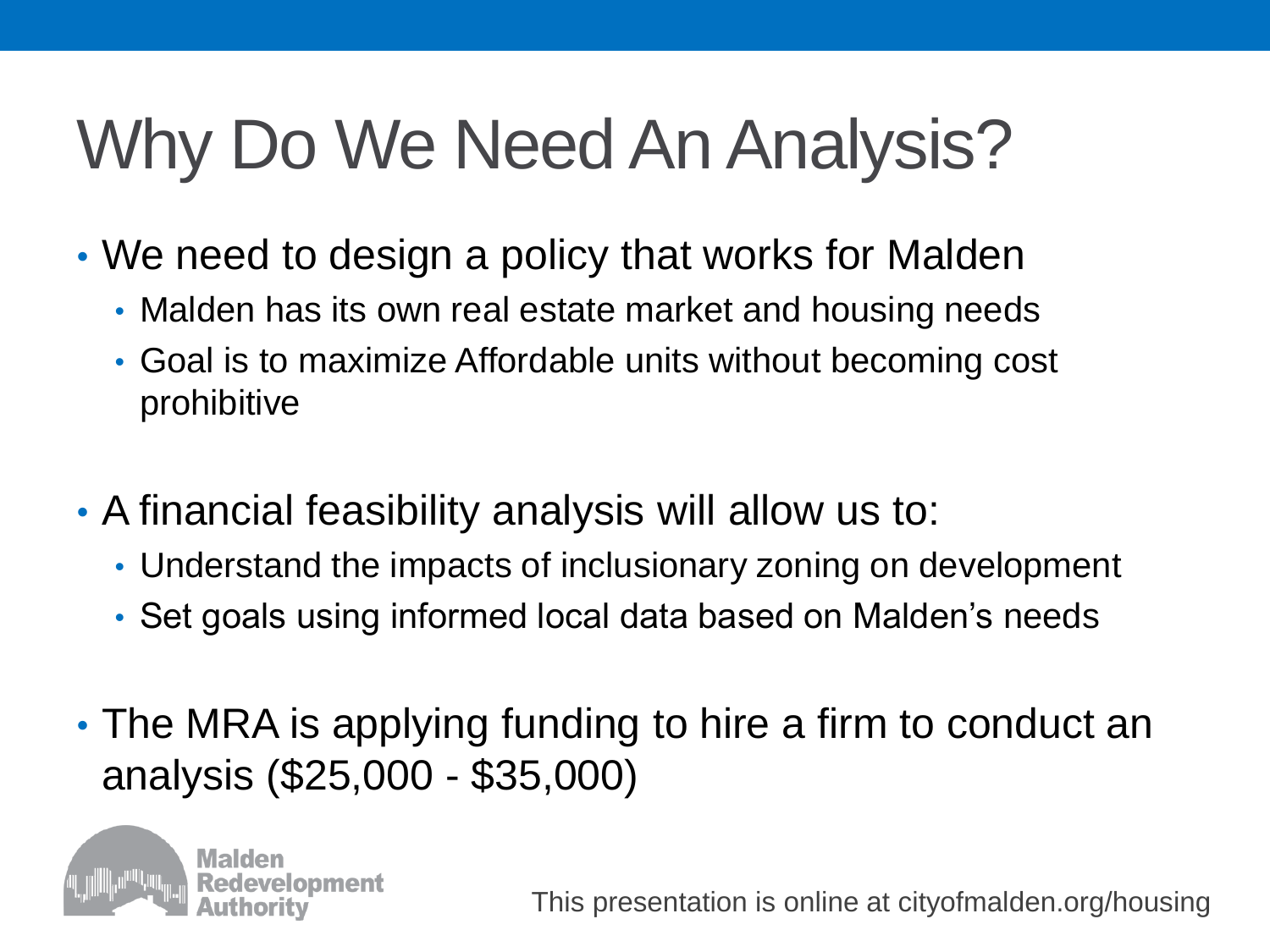# Why Do We Need An Analysis?

- We need to design a policy that works for Malden
  - Malden has its own real estate market and housing needs
  - Goal is to maximize Affordable units without becoming cost prohibitive

- A financial feasibility analysis will allow us to:
  - Understand the impacts of inclusionary zoning on development
  - Set goals using informed local data based on Malden's needs

- The MRA is applying funding to hire a firm to conduct an analysis ($25,000 - $35,000)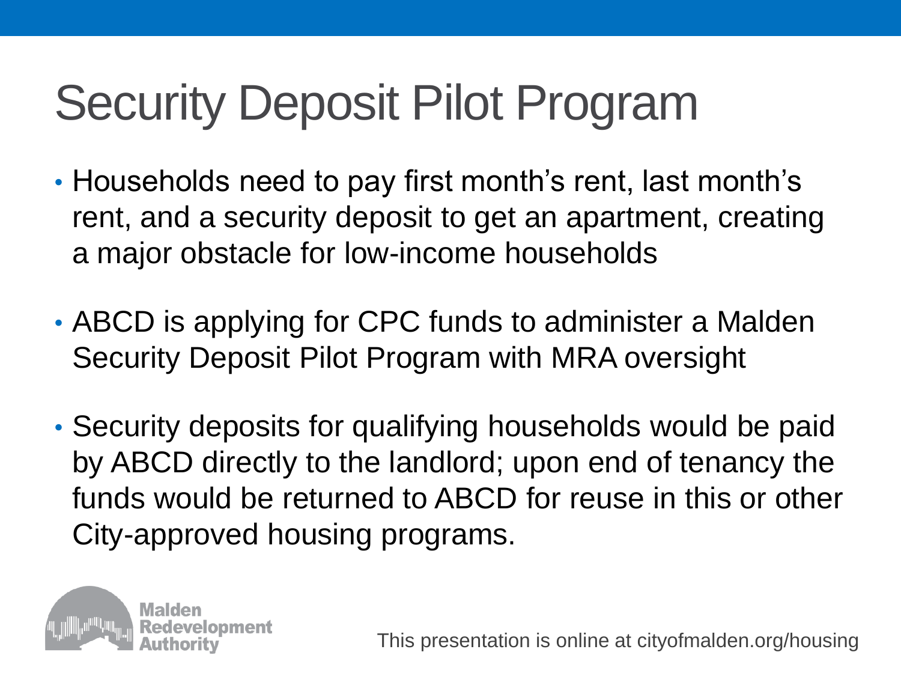# Security Deposit Pilot Program

- Households need to pay first month's rent, last month's rent, and a security deposit to get an apartment, creating a major obstacle for low-income households
- ABCD is applying for CPC funds to administer a Malden Security Deposit Pilot Program with MRA oversight
- Security deposits for qualifying households would be paid by ABCD directly to the landlord; upon end of tenancy the funds would be returned to ABCD for reuse in this or other City-approved housing programs.

Malden Redevelopment Authority

This presentation is online at cityofmalden.org/housing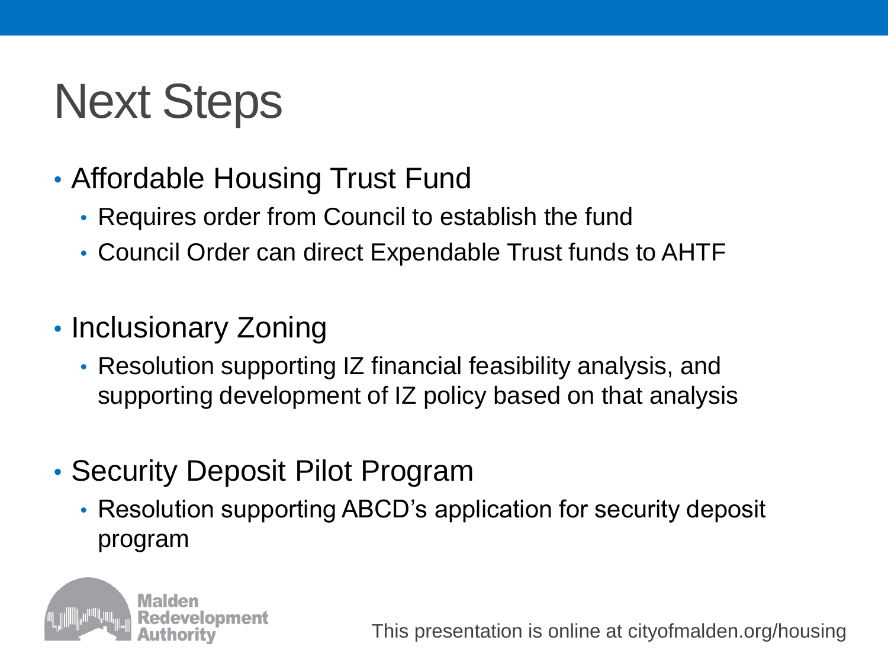# Next Steps

- Affordable Housing Trust Fund
  - Requires order from Council to establish the fund
  - Council Order can direct Expendable Trust funds to AHTF

- Inclusionary Zoning
  - Resolution supporting IZ financial feasibility analysis, and supporting development of IZ policy based on that analysis

- Security Deposit Pilot Program
  - Resolution supporting ABCD's application for security deposit program

Malden Redevelopment Authority

This presentation is online at cityofmalden.org/housing